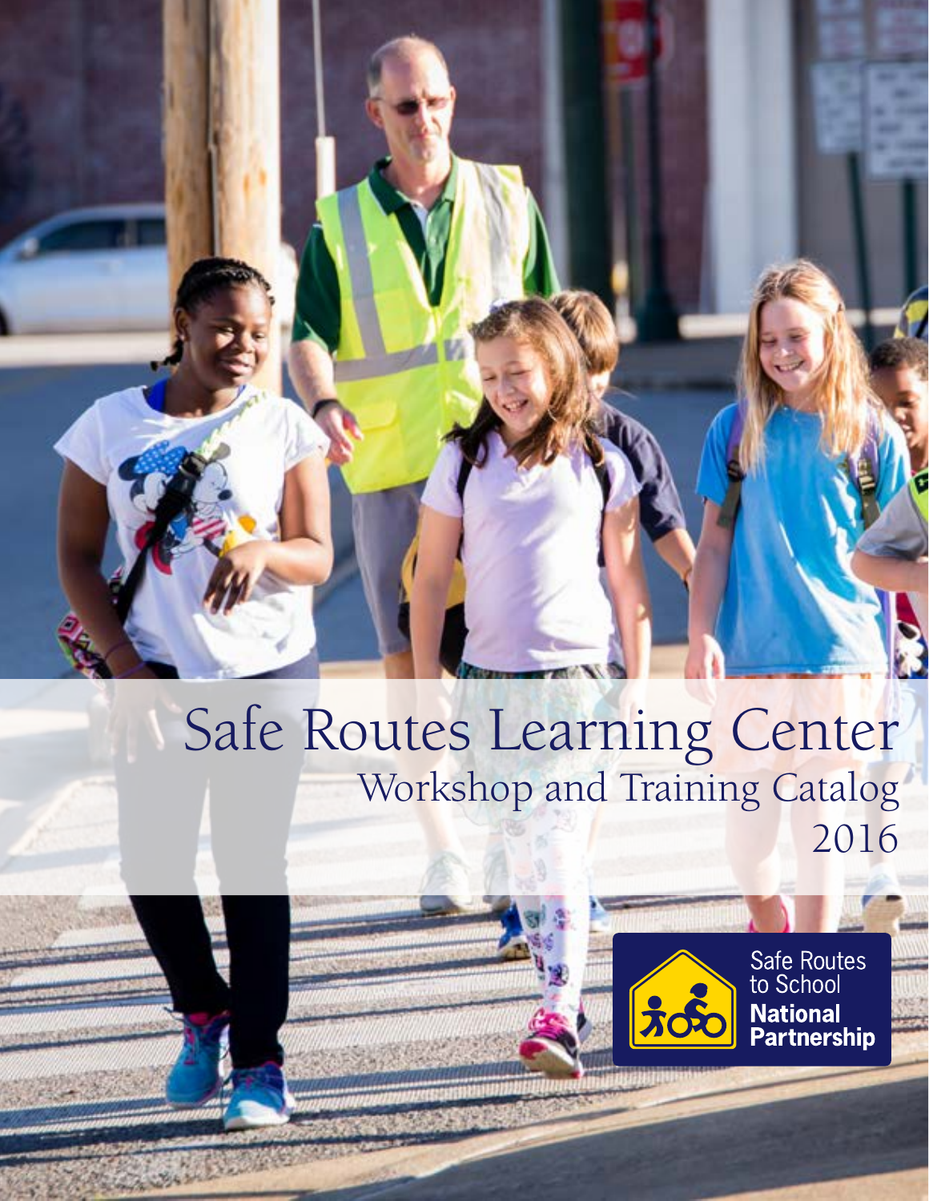# Safe Routes Learning Center

## Workshop and Training Catalog

## 2016

Safe Routes to School **National Partnership**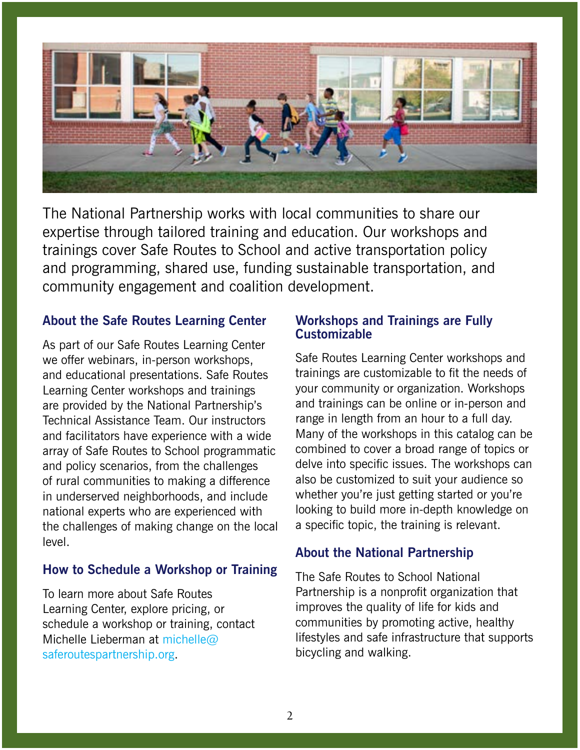The National Partnership works with local communities to share our expertise through tailored training and education. Our workshops and trainings cover Safe Routes to School and active transportation policy and programming, shared use, funding sustainable transportation, and community engagement and coalition development.

## About the Safe Routes Learning Center

As part of our Safe Routes Learning Center we offer webinars, in-person workshops, and educational presentations. Safe Routes Learning Center workshops and trainings are provided by the National Partnership's Technical Assistance Team. Our instructors and facilitators have experience with a wide array of Safe Routes to School programmatic and policy scenarios, from the challenges of rural communities to making a difference in underserved neighborhoods, and include national experts who are experienced with the challenges of making change on the local level.

## How to Schedule a Workshop or Training

To learn more about Safe Routes Learning Center, explore pricing, or schedule a workshop or training, contact Michelle Lieberman at michelle@saferoutespartnership.org.

## Workshops and Trainings are Fully Customizable

Safe Routes Learning Center workshops and trainings are customizable to fit the needs of your community or organization. Workshops and trainings can be online or in-person and range in length from an hour to a full day. Many of the workshops in this catalog can be combined to cover a broad range of topics or delve into specific issues. The workshops can also be customized to suit your audience so whether you're just getting started or you're looking to build more in-depth knowledge on a specific topic, the training is relevant.

## About the National Partnership

The Safe Routes to School National Partnership is a nonprofit organization that improves the quality of life for kids and communities by promoting active, healthy lifestyles and safe infrastructure that supports bicycling and walking.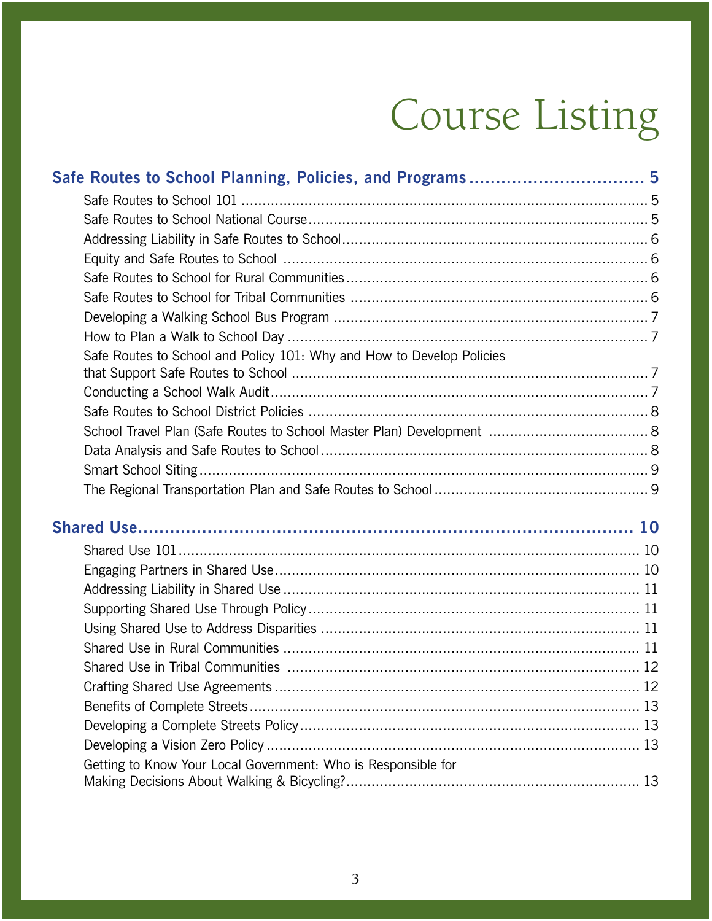# Course Listing

**Safe Routes to School Planning, Policies, and Programs .................... 5**

- Safe Routes to School 101 .................... 5
- Safe Routes to School National Course .................... 5
- Addressing Liability in Safe Routes to School .................... 6
- Equity and Safe Routes to School .................... 6
- Safe Routes to School for Rural Communities .................... 6
- Safe Routes to School for Tribal Communities .................... 6
- Developing a Walking School Bus Program .................... 7
- How to Plan a Walk to School Day .................... 7
- Safe Routes to School and Policy 101: Why and How to Develop Policies that Support Safe Routes to School .................... 7
- Conducting a School Walk Audit .................... 7
- Safe Routes to School District Policies .................... 8
- School Travel Plan (Safe Routes to School Master Plan) Development .................... 8
- Data Analysis and Safe Routes to School .................... 8
- Smart School Siting .................... 9
- The Regional Transportation Plan and Safe Routes to School .................... 9

**Shared Use .................... 10**

- Shared Use 101 .................... 10
- Engaging Partners in Shared Use .................... 10
- Addressing Liability in Shared Use .................... 11
- Supporting Shared Use Through Policy .................... 11
- Using Shared Use to Address Disparities .................... 11
- Shared Use in Rural Communities .................... 11
- Shared Use in Tribal Communities .................... 12
- Crafting Shared Use Agreements .................... 12
- Benefits of Complete Streets .................... 13
- Developing a Complete Streets Policy .................... 13
- Developing a Vision Zero Policy .................... 13
- Getting to Know Your Local Government: Who is Responsible for Making Decisions About Walking & Bicycling? .................... 13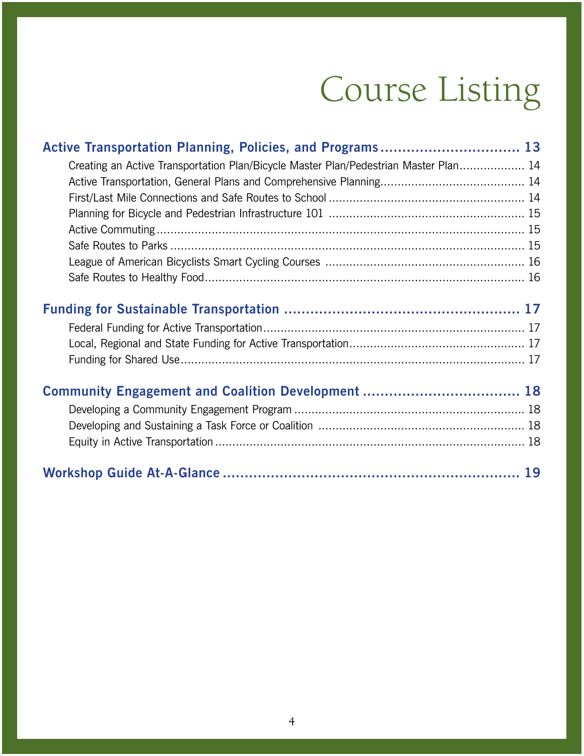# Course Listing

**Active Transportation Planning, Policies, and Programs ................................ 13**

- Creating an Active Transportation Plan/Bicycle Master Plan/Pedestrian Master Plan.................. 14
- Active Transportation, General Plans and Comprehensive Planning......................................... 14
- First/Last Mile Connections and Safe Routes to School ........................................................ 14
- Planning for Bicycle and Pedestrian Infrastructure 101 ........................................................ 15
- Active Commuting ............................................................................................................ 15
- Safe Routes to Parks ......................................................................................................... 15
- League of American Bicyclists Smart Cycling Courses ......................................................... 16
- Safe Routes to Healthy Food............................................................................................. 16

**Funding for Sustainable Transportation ...................................................... 17**

- Federal Funding for Active Transportation........................................................................... 17
- Local, Regional and State Funding for Active Transportation.................................................. 17
- Funding for Shared Use...................................................................................................... 17

**Community Engagement and Coalition Development .................................... 18**

- Developing a Community Engagement Program ................................................................. 18
- Developing and Sustaining a Task Force or Coalition ........................................................... 18
- Equity in Active Transportation ......................................................................................... 18

**Workshop Guide At-A-Glance ..................................................................... 19**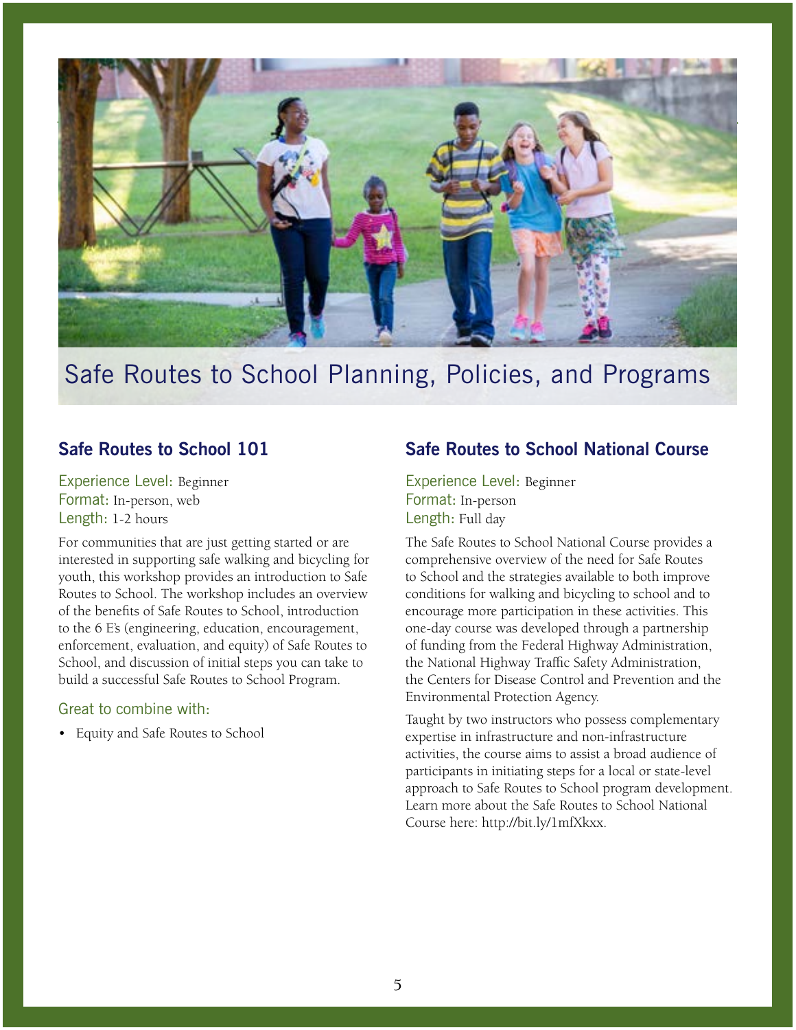# Safe Routes to School Planning, Policies, and Programs

## Safe Routes to School 101

Experience Level: Beginner
Format: In-person, web
Length: 1-2 hours

For communities that are just getting started or are interested in supporting safe walking and bicycling for youth, this workshop provides an introduction to Safe Routes to School. The workshop includes an overview of the benefits of Safe Routes to School, introduction to the 6 E's (engineering, education, encouragement, enforcement, evaluation, and equity) of Safe Routes to School, and discussion of initial steps you can take to build a successful Safe Routes to School Program.

### Great to combine with:

- Equity and Safe Routes to School

## Safe Routes to School National Course

Experience Level: Beginner
Format: In-person
Length: Full day

The Safe Routes to School National Course provides a comprehensive overview of the need for Safe Routes to School and the strategies available to both improve conditions for walking and bicycling to school and to encourage more participation in these activities. This one-day course was developed through a partnership of funding from the Federal Highway Administration, the National Highway Traffic Safety Administration, the Centers for Disease Control and Prevention and the Environmental Protection Agency.

Taught by two instructors who possess complementary expertise in infrastructure and non-infrastructure activities, the course aims to assist a broad audience of participants in initiating steps for a local or state-level approach to Safe Routes to School program development. Learn more about the Safe Routes to School National Course here: http://bit.ly/1mfXkxx.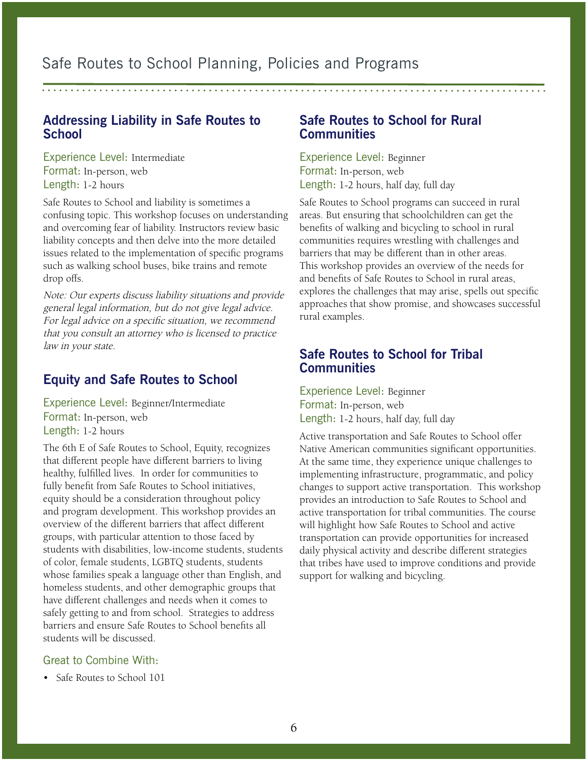# Safe Routes to School Planning, Policies and Programs

## Addressing Liability in Safe Routes to School

Experience Level: Intermediate
Format: In-person, web
Length: 1-2 hours

Safe Routes to School and liability is sometimes a confusing topic. This workshop focuses on understanding and overcoming fear of liability. Instructors review basic liability concepts and then delve into the more detailed issues related to the implementation of specific programs such as walking school buses, bike trains and remote drop offs.

*Note: Our experts discuss liability situations and provide general legal information, but do not give legal advice. For legal advice on a specific situation, we recommend that you consult an attorney who is licensed to practice law in your state.*

## Equity and Safe Routes to School

Experience Level: Beginner/Intermediate
Format: In-person, web
Length: 1-2 hours

The 6th E of Safe Routes to School, Equity, recognizes that different people have different barriers to living healthy, fulfilled lives. In order for communities to fully benefit from Safe Routes to School initiatives, equity should be a consideration throughout policy and program development. This workshop provides an overview of the different barriers that affect different groups, with particular attention to those faced by students with disabilities, low-income students, students of color, female students, LGBTQ students, students whose families speak a language other than English, and homeless students, and other demographic groups that have different challenges and needs when it comes to safely getting to and from school. Strategies to address barriers and ensure Safe Routes to School benefits all students will be discussed.

Great to Combine With:

- Safe Routes to School 101

## Safe Routes to School for Rural Communities

Experience Level: Beginner
Format: In-person, web
Length: 1-2 hours, half day, full day

Safe Routes to School programs can succeed in rural areas. But ensuring that schoolchildren can get the benefits of walking and bicycling to school in rural communities requires wrestling with challenges and barriers that may be different than in other areas. This workshop provides an overview of the needs for and benefits of Safe Routes to School in rural areas, explores the challenges that may arise, spells out specific approaches that show promise, and showcases successful rural examples.

## Safe Routes to School for Tribal Communities

Experience Level: Beginner
Format: In-person, web
Length: 1-2 hours, half day, full day

Active transportation and Safe Routes to School offer Native American communities significant opportunities. At the same time, they experience unique challenges to implementing infrastructure, programmatic, and policy changes to support active transportation. This workshop provides an introduction to Safe Routes to School and active transportation for tribal communities. The course will highlight how Safe Routes to School and active transportation can provide opportunities for increased daily physical activity and describe different strategies that tribes have used to improve conditions and provide support for walking and bicycling.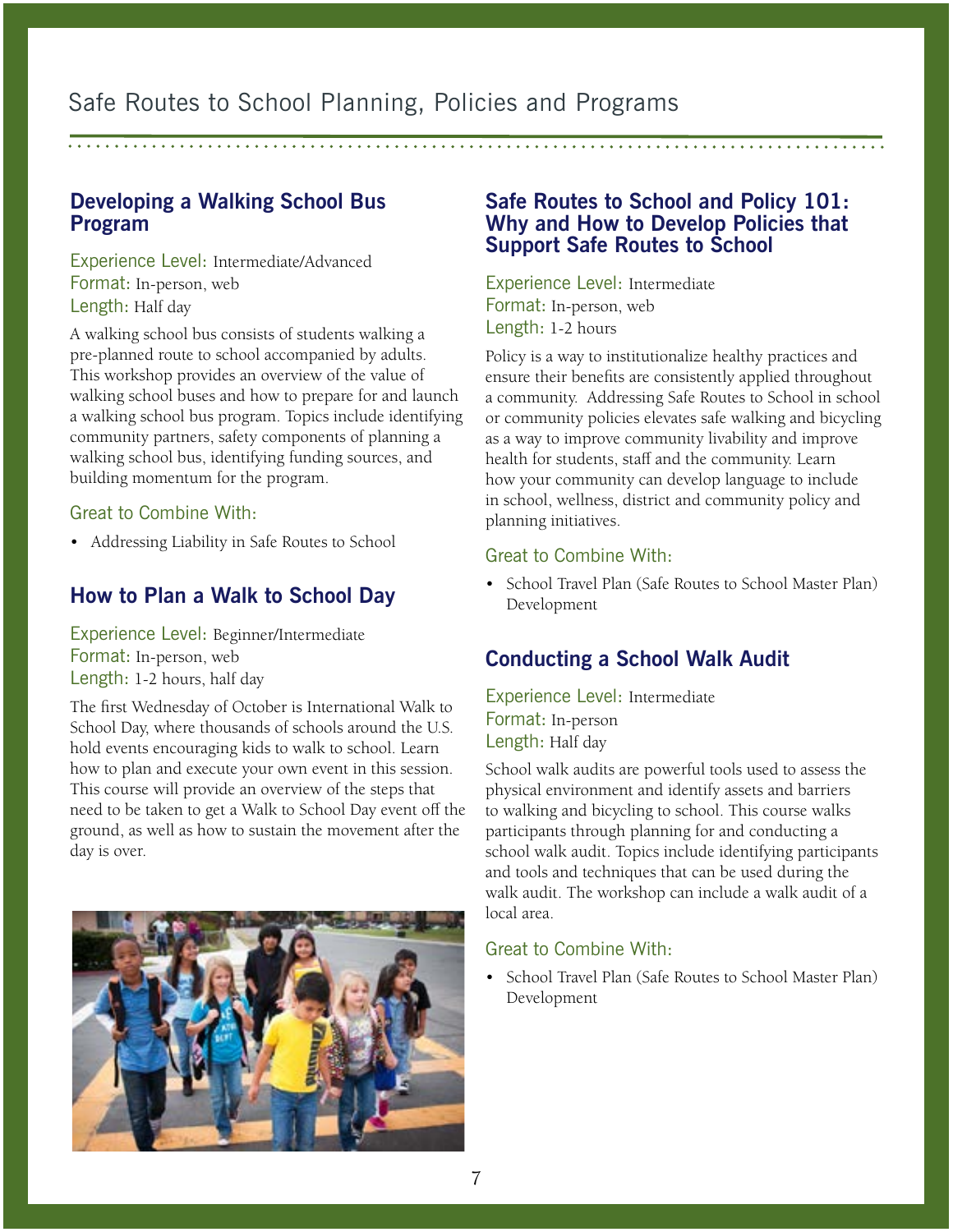# Safe Routes to School Planning, Policies and Programs

## Developing a Walking School Bus Program

Experience Level: Intermediate/Advanced
Format: In-person, web
Length: Half day

A walking school bus consists of students walking a pre-planned route to school accompanied by adults. This workshop provides an overview of the value of walking school buses and how to prepare for and launch a walking school bus program. Topics include identifying community partners, safety components of planning a walking school bus, identifying funding sources, and building momentum for the program.

### Great to Combine With:

- Addressing Liability in Safe Routes to School

## How to Plan a Walk to School Day

Experience Level: Beginner/Intermediate
Format: In-person, web
Length: 1-2 hours, half day

The first Wednesday of October is International Walk to School Day, where thousands of schools around the U.S. hold events encouraging kids to walk to school. Learn how to plan and execute your own event in this session. This course will provide an overview of the steps that need to be taken to get a Walk to School Day event off the ground, as well as how to sustain the movement after the day is over.

## Safe Routes to School and Policy 101: Why and How to Develop Policies that Support Safe Routes to School

Experience Level: Intermediate
Format: In-person, web
Length: 1-2 hours

Policy is a way to institutionalize healthy practices and ensure their benefits are consistently applied throughout a community. Addressing Safe Routes to School in school or community policies elevates safe walking and bicycling as a way to improve community livability and improve health for students, staff and the community. Learn how your community can develop language to include in school, wellness, district and community policy and planning initiatives.

### Great to Combine With:

- School Travel Plan (Safe Routes to School Master Plan) Development

## Conducting a School Walk Audit

Experience Level: Intermediate
Format: In-person
Length: Half day

School walk audits are powerful tools used to assess the physical environment and identify assets and barriers to walking and bicycling to school. This course walks participants through planning for and conducting a school walk audit. Topics include identifying participants and tools and techniques that can be used during the walk audit. The workshop can include a walk audit of a local area.

### Great to Combine With:

- School Travel Plan (Safe Routes to School Master Plan) Development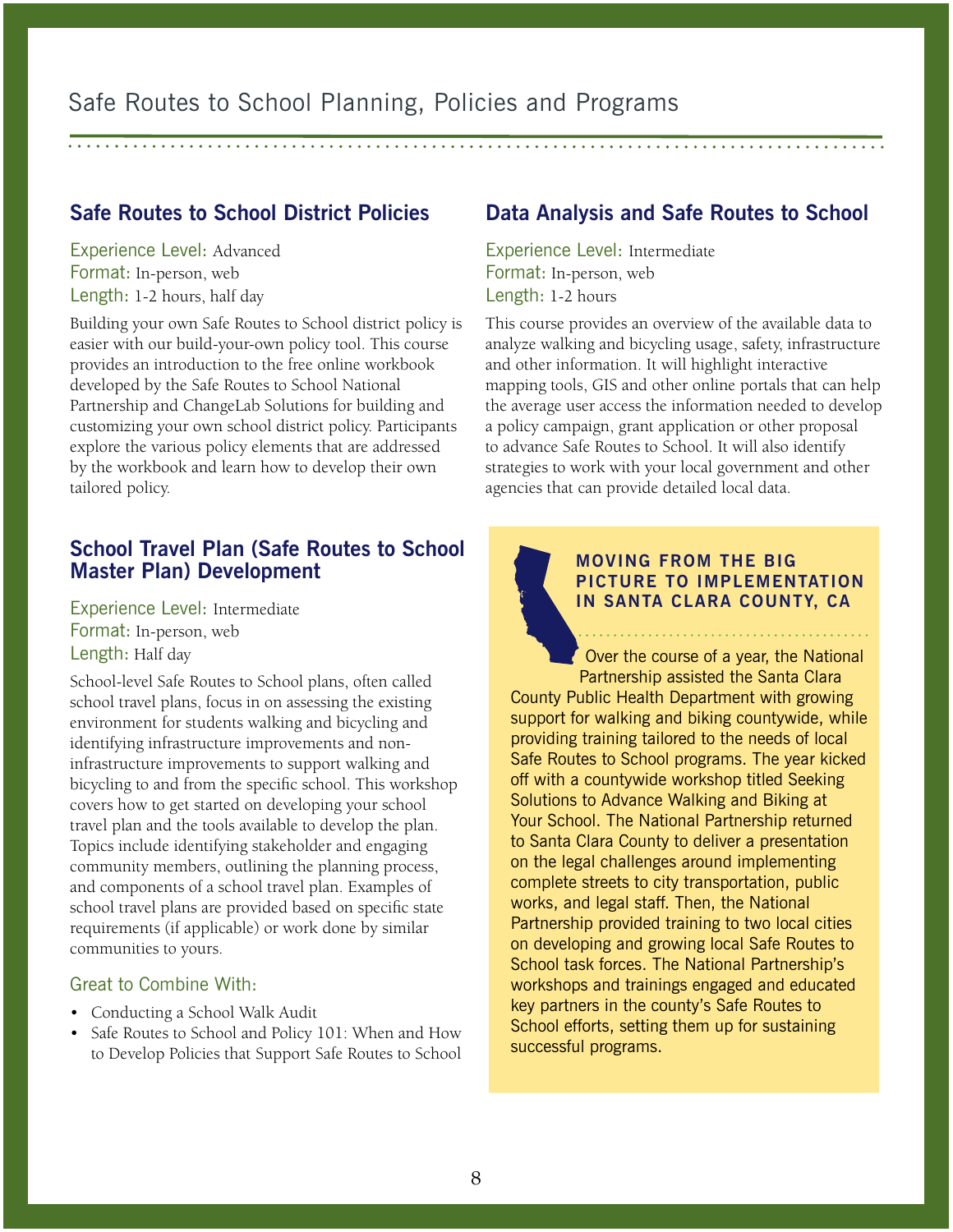## Safe Routes to School District Policies

Experience Level: Advanced
Format: In-person, web
Length: 1-2 hours, half day

Building your own Safe Routes to School district policy is easier with our build-your-own policy tool. This course provides an introduction to the free online workbook developed by the Safe Routes to School National Partnership and ChangeLab Solutions for building and customizing your own school district policy. Participants explore the various policy elements that are addressed by the workbook and learn how to develop their own tailored policy.

## School Travel Plan (Safe Routes to School Master Plan) Development

Experience Level: Intermediate
Format: In-person, web
Length: Half day

School-level Safe Routes to School plans, often called school travel plans, focus in on assessing the existing environment for students walking and bicycling and identifying infrastructure improvements and non-infrastructure improvements to support walking and bicycling to and from the specific school. This workshop covers how to get started on developing your school travel plan and the tools available to develop the plan. Topics include identifying stakeholder and engaging community members, outlining the planning process, and components of a school travel plan. Examples of school travel plans are provided based on specific state requirements (if applicable) or work done by similar communities to yours.

### Great to Combine With:

- Conducting a School Walk Audit
- Safe Routes to School and Policy 101: When and How to Develop Policies that Support Safe Routes to School

## Data Analysis and Safe Routes to School

Experience Level: Intermediate
Format: In-person, web
Length: 1-2 hours

This course provides an overview of the available data to analyze walking and bicycling usage, safety, infrastructure and other information. It will highlight interactive mapping tools, GIS and other online portals that can help the average user access the information needed to develop a policy campaign, grant application or other proposal to advance Safe Routes to School. It will also identify strategies to work with your local government and other agencies that can provide detailed local data.

### MOVING FROM THE BIG PICTURE TO IMPLEMENTATION IN SANTA CLARA COUNTY, CA

Over the course of a year, the National Partnership assisted the Santa Clara County Public Health Department with growing support for walking and biking countywide, while providing training tailored to the needs of local Safe Routes to School programs. The year kicked off with a countywide workshop titled Seeking Solutions to Advance Walking and Biking at Your School. The National Partnership returned to Santa Clara County to deliver a presentation on the legal challenges around implementing complete streets to city transportation, public works, and legal staff. Then, the National Partnership provided training to two local cities on developing and growing local Safe Routes to School task forces. The National Partnership's workshops and trainings engaged and educated key partners in the county's Safe Routes to School efforts, setting them up for sustaining successful programs.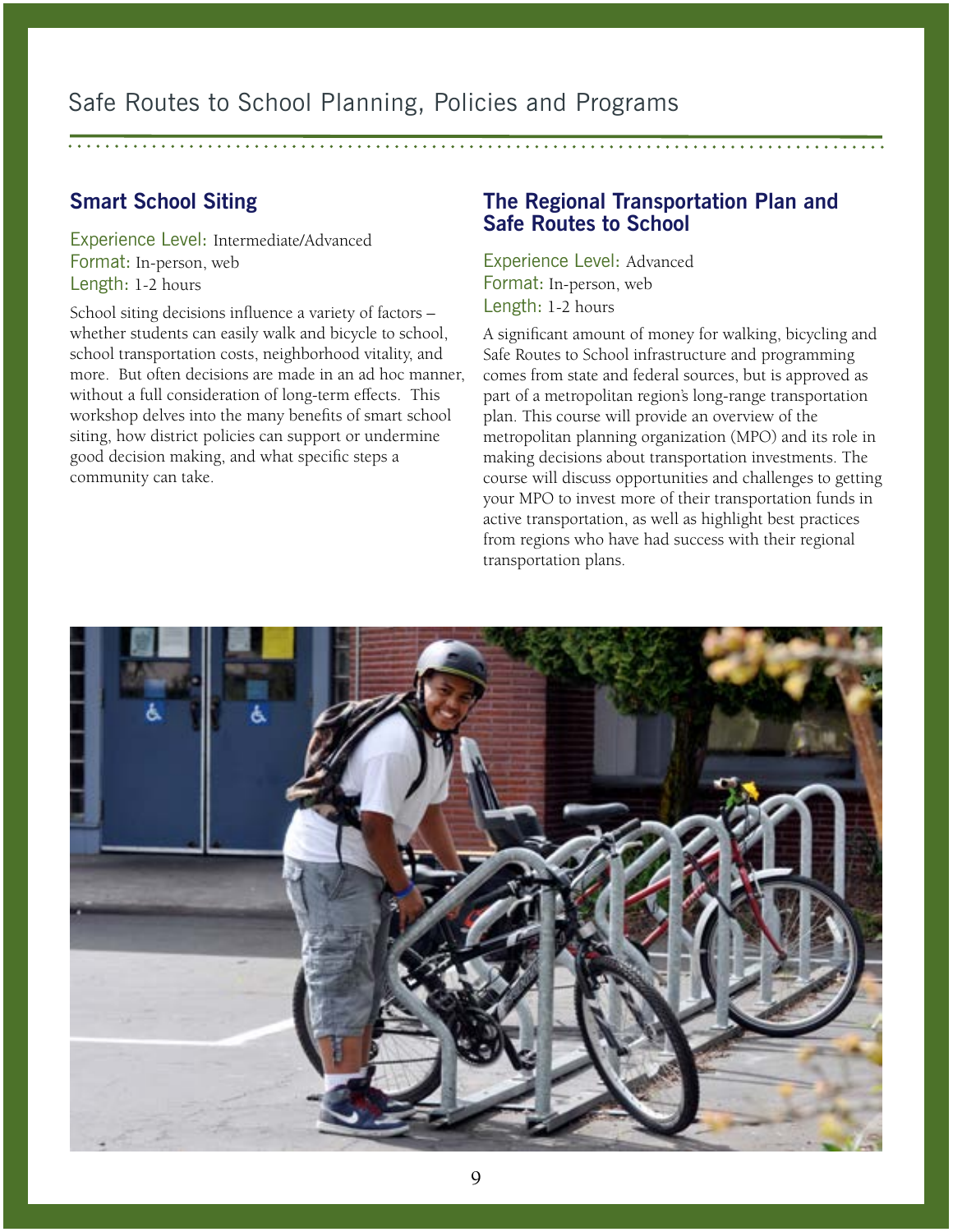## Smart School Siting

Experience Level: Intermediate/Advanced
Format: In-person, web
Length: 1-2 hours

School siting decisions influence a variety of factors – whether students can easily walk and bicycle to school, school transportation costs, neighborhood vitality, and more. But often decisions are made in an ad hoc manner, without a full consideration of long-term effects. This workshop delves into the many benefits of smart school siting, how district policies can support or undermine good decision making, and what specific steps a community can take.

## The Regional Transportation Plan and Safe Routes to School

Experience Level: Advanced
Format: In-person, web
Length: 1-2 hours

A significant amount of money for walking, bicycling and Safe Routes to School infrastructure and programming comes from state and federal sources, but is approved as part of a metropolitan region's long-range transportation plan. This course will provide an overview of the metropolitan planning organization (MPO) and its role in making decisions about transportation investments. The course will discuss opportunities and challenges to getting your MPO to invest more of their transportation funds in active transportation, as well as highlight best practices from regions who have had success with their regional transportation plans.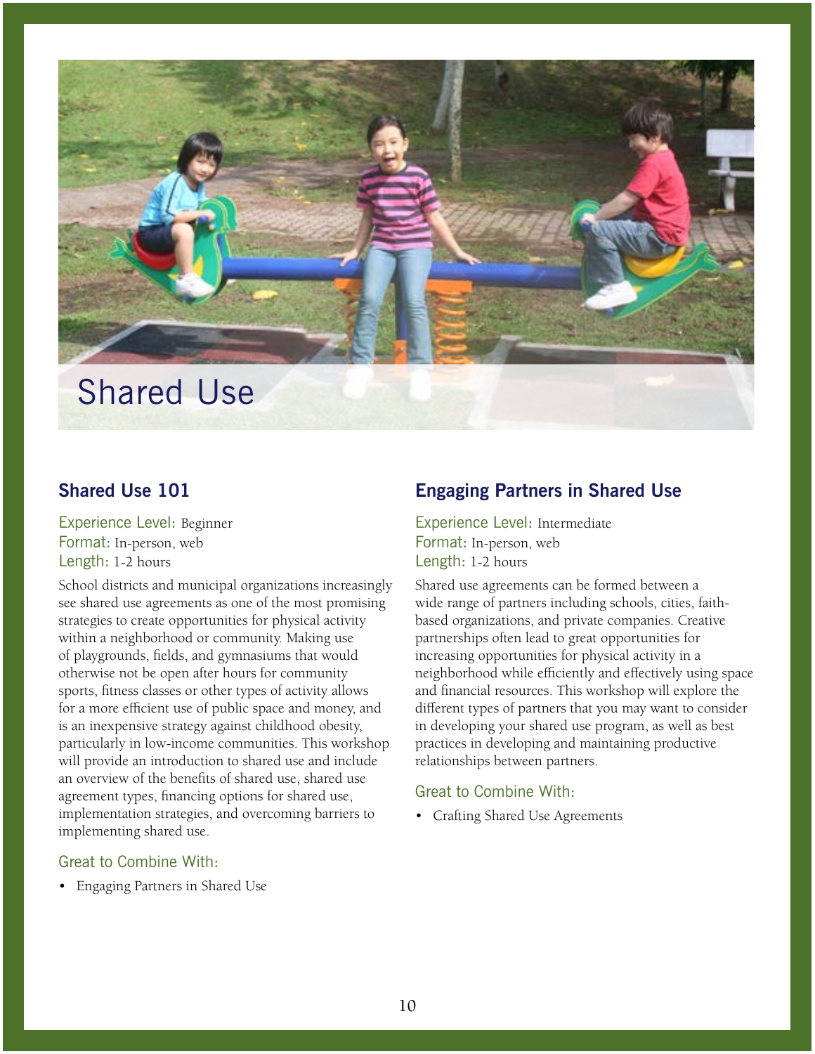# Shared Use

## Shared Use 101

Experience Level: Beginner
Format: In-person, web
Length: 1-2 hours

School districts and municipal organizations increasingly see shared use agreements as one of the most promising strategies to create opportunities for physical activity within a neighborhood or community. Making use of playgrounds, fields, and gymnasiums that would otherwise not be open after hours for community sports, fitness classes or other types of activity allows for a more efficient use of public space and money, and is an inexpensive strategy against childhood obesity, particularly in low-income communities. This workshop will provide an introduction to shared use and include an overview of the benefits of shared use, shared use agreement types, financing options for shared use, implementation strategies, and overcoming barriers to implementing shared use.

### Great to Combine With:

- Engaging Partners in Shared Use

## Engaging Partners in Shared Use

Experience Level: Intermediate
Format: In-person, web
Length: 1-2 hours

Shared use agreements can be formed between a wide range of partners including schools, cities, faith-based organizations, and private companies. Creative partnerships often lead to great opportunities for increasing opportunities for physical activity in a neighborhood while efficiently and effectively using space and financial resources. This workshop will explore the different types of partners that you may want to consider in developing your shared use program, as well as best practices in developing and maintaining productive relationships between partners.

### Great to Combine With:

- Crafting Shared Use Agreements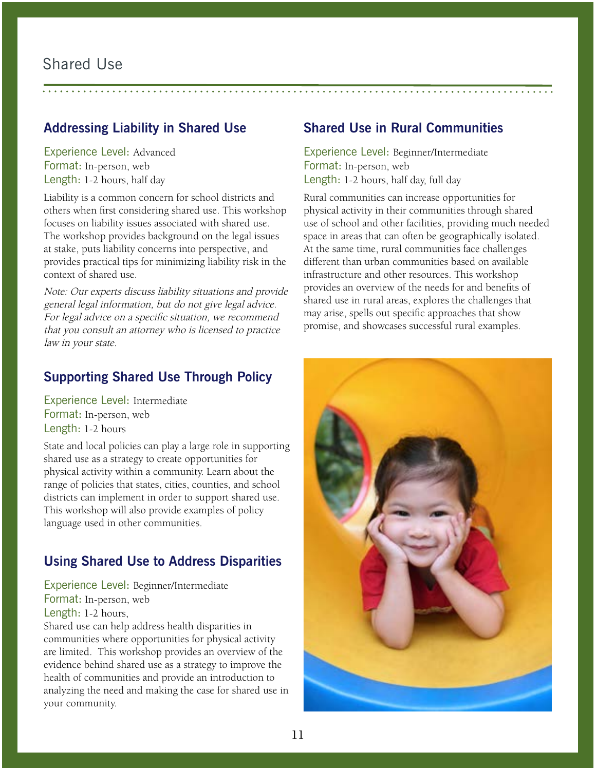# Shared Use

## Addressing Liability in Shared Use

Experience Level: Advanced
Format: In-person, web
Length: 1-2 hours, half day

Liability is a common concern for school districts and others when first considering shared use. This workshop focuses on liability issues associated with shared use. The workshop provides background on the legal issues at stake, puts liability concerns into perspective, and provides practical tips for minimizing liability risk in the context of shared use.

*Note: Our experts discuss liability situations and provide general legal information, but do not give legal advice. For legal advice on a specific situation, we recommend that you consult an attorney who is licensed to practice law in your state.*

## Supporting Shared Use Through Policy

Experience Level: Intermediate
Format: In-person, web
Length: 1-2 hours

State and local policies can play a large role in supporting shared use as a strategy to create opportunities for physical activity within a community. Learn about the range of policies that states, cities, counties, and school districts can implement in order to support shared use. This workshop will also provide examples of policy language used in other communities.

## Using Shared Use to Address Disparities

Experience Level: Beginner/Intermediate
Format: In-person, web
Length: 1-2 hours,

Shared use can help address health disparities in communities where opportunities for physical activity are limited. This workshop provides an overview of the evidence behind shared use as a strategy to improve the health of communities and provide an introduction to analyzing the need and making the case for shared use in your community.

## Shared Use in Rural Communities

Experience Level: Beginner/Intermediate
Format: In-person, web
Length: 1-2 hours, half day, full day

Rural communities can increase opportunities for physical activity in their communities through shared use of school and other facilities, providing much needed space in areas that can often be geographically isolated. At the same time, rural communities face challenges different than urban communities based on available infrastructure and other resources. This workshop provides an overview of the needs for and benefits of shared use in rural areas, explores the challenges that may arise, spells out specific approaches that show promise, and showcases successful rural examples.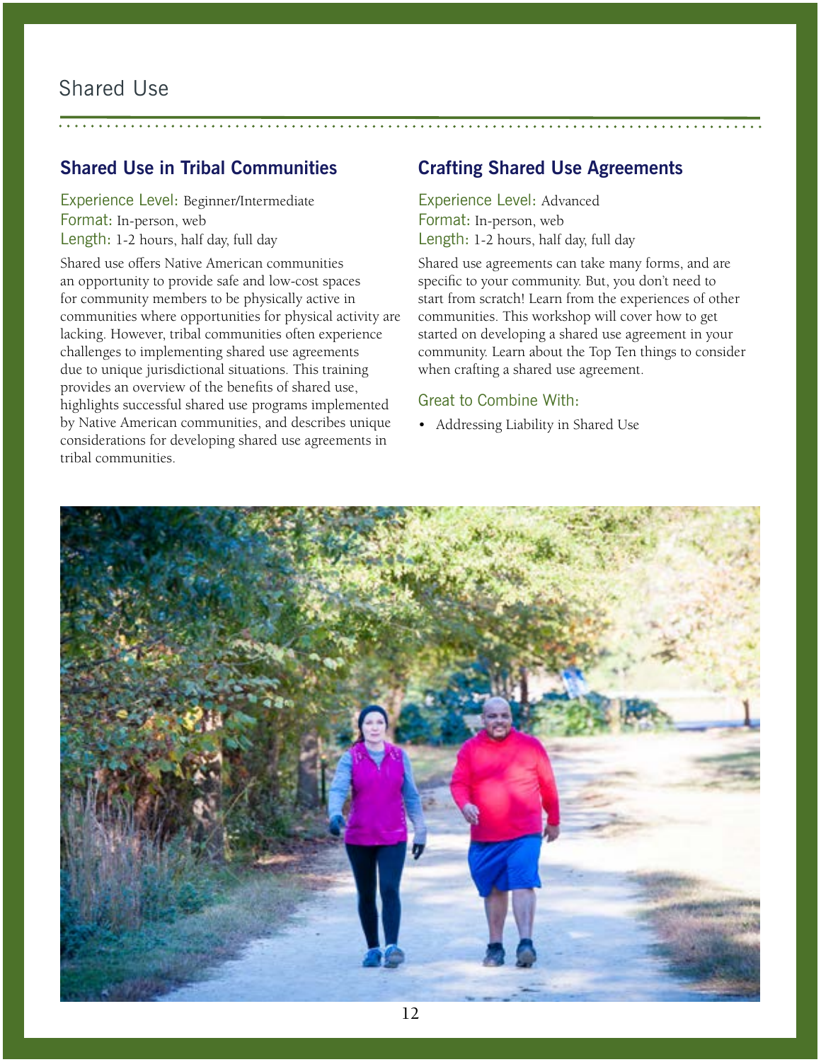# Shared Use

## Shared Use in Tribal Communities

Experience Level: Beginner/Intermediate
Format: In-person, web
Length: 1-2 hours, half day, full day

Shared use offers Native American communities an opportunity to provide safe and low-cost spaces for community members to be physically active in communities where opportunities for physical activity are lacking. However, tribal communities often experience challenges to implementing shared use agreements due to unique jurisdictional situations. This training provides an overview of the benefits of shared use, highlights successful shared use programs implemented by Native American communities, and describes unique considerations for developing shared use agreements in tribal communities.

## Crafting Shared Use Agreements

Experience Level: Advanced
Format: In-person, web
Length: 1-2 hours, half day, full day

Shared use agreements can take many forms, and are specific to your community. But, you don't need to start from scratch! Learn from the experiences of other communities. This workshop will cover how to get started on developing a shared use agreement in your community. Learn about the Top Ten things to consider when crafting a shared use agreement.

### Great to Combine With:

- Addressing Liability in Shared Use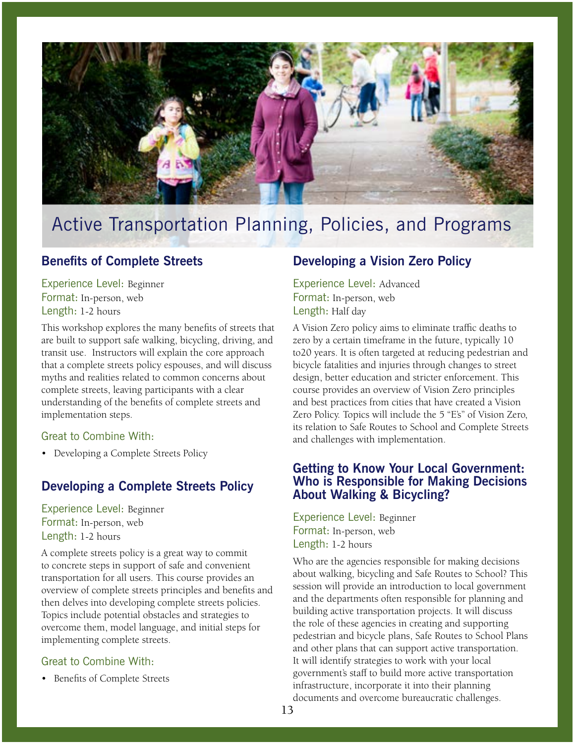# Active Transportation Planning, Policies, and Programs

## Benefits of Complete Streets

Experience Level: Beginner
Format: In-person, web
Length: 1-2 hours

This workshop explores the many benefits of streets that are built to support safe walking, bicycling, driving, and transit use. Instructors will explain the core approach that a complete streets policy espouses, and will discuss myths and realities related to common concerns about complete streets, leaving participants with a clear understanding of the benefits of complete streets and implementation steps.

Great to Combine With:

- Developing a Complete Streets Policy

## Developing a Complete Streets Policy

Experience Level: Beginner
Format: In-person, web
Length: 1-2 hours

A complete streets policy is a great way to commit to concrete steps in support of safe and convenient transportation for all users. This course provides an overview of complete streets principles and benefits and then delves into developing complete streets policies. Topics include potential obstacles and strategies to overcome them, model language, and initial steps for implementing complete streets.

Great to Combine With:

- Benefits of Complete Streets

## Developing a Vision Zero Policy

Experience Level: Advanced
Format: In-person, web
Length: Half day

A Vision Zero policy aims to eliminate traffic deaths to zero by a certain timeframe in the future, typically 10 to20 years. It is often targeted at reducing pedestrian and bicycle fatalities and injuries through changes to street design, better education and stricter enforcement. This course provides an overview of Vision Zero principles and best practices from cities that have created a Vision Zero Policy. Topics will include the 5 "E's" of Vision Zero, its relation to Safe Routes to School and Complete Streets and challenges with implementation.

## Getting to Know Your Local Government: Who is Responsible for Making Decisions About Walking & Bicycling?

Experience Level: Beginner
Format: In-person, web
Length: 1-2 hours

Who are the agencies responsible for making decisions about walking, bicycling and Safe Routes to School? This session will provide an introduction to local government and the departments often responsible for planning and building active transportation projects. It will discuss the role of these agencies in creating and supporting pedestrian and bicycle plans, Safe Routes to School Plans and other plans that can support active transportation. It will identify strategies to work with your local government's staff to build more active transportation infrastructure, incorporate it into their planning documents and overcome bureaucratic challenges.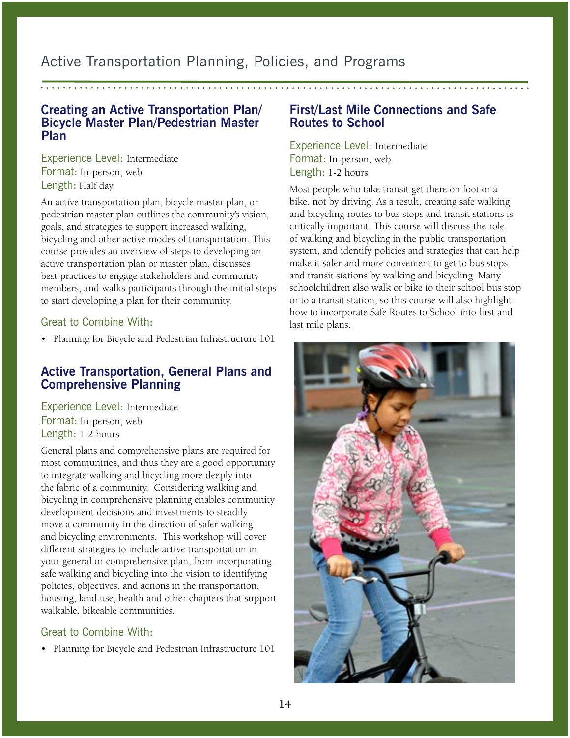# Active Transportation Planning, Policies, and Programs

## Creating an Active Transportation Plan/ Bicycle Master Plan/Pedestrian Master Plan

Experience Level: Intermediate
Format: In-person, web
Length: Half day

An active transportation plan, bicycle master plan, or pedestrian master plan outlines the community's vision, goals, and strategies to support increased walking, bicycling and other active modes of transportation. This course provides an overview of steps to developing an active transportation plan or master plan, discusses best practices to engage stakeholders and community members, and walks participants through the initial steps to start developing a plan for their community.

### Great to Combine With:

- Planning for Bicycle and Pedestrian Infrastructure 101

## Active Transportation, General Plans and Comprehensive Planning

Experience Level: Intermediate
Format: In-person, web
Length: 1-2 hours

General plans and comprehensive plans are required for most communities, and thus they are a good opportunity to integrate walking and bicycling more deeply into the fabric of a community. Considering walking and bicycling in comprehensive planning enables community development decisions and investments to steadily move a community in the direction of safer walking and bicycling environments. This workshop will cover different strategies to include active transportation in your general or comprehensive plan, from incorporating safe walking and bicycling into the vision to identifying policies, objectives, and actions in the transportation, housing, land use, health and other chapters that support walkable, bikeable communities.

### Great to Combine With:

- Planning for Bicycle and Pedestrian Infrastructure 101

## First/Last Mile Connections and Safe Routes to School

Experience Level: Intermediate
Format: In-person, web
Length: 1-2 hours

Most people who take transit get there on foot or a bike, not by driving. As a result, creating safe walking and bicycling routes to bus stops and transit stations is critically important. This course will discuss the role of walking and bicycling in the public transportation system, and identify policies and strategies that can help make it safer and more convenient to get to bus stops and transit stations by walking and bicycling. Many schoolchildren also walk or bike to their school bus stop or to a transit station, so this course will also highlight how to incorporate Safe Routes to School into first and last mile plans.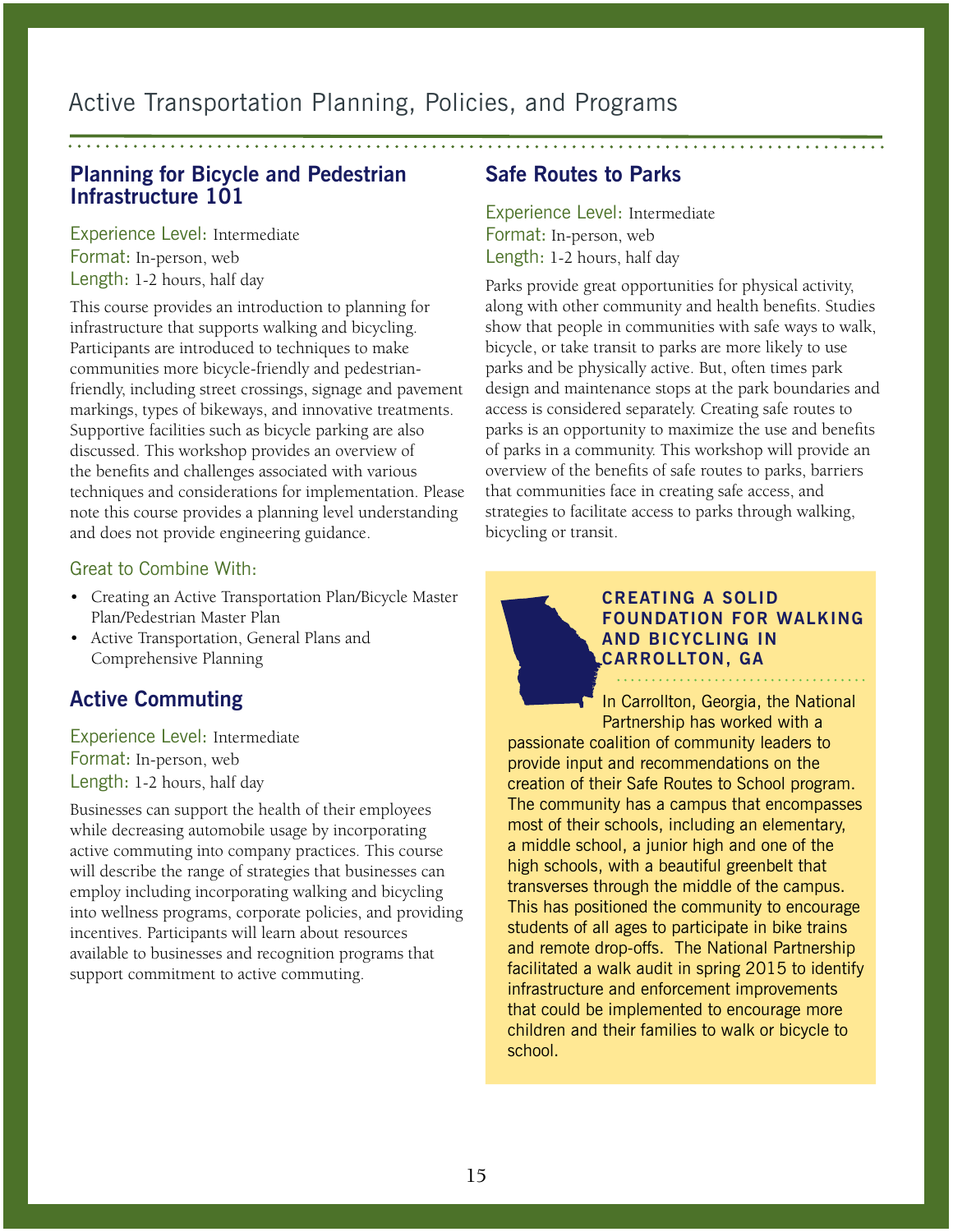# Active Transportation Planning, Policies, and Programs

## Planning for Bicycle and Pedestrian Infrastructure 101

Experience Level: Intermediate
Format: In-person, web
Length: 1-2 hours, half day

This course provides an introduction to planning for infrastructure that supports walking and bicycling. Participants are introduced to techniques to make communities more bicycle-friendly and pedestrian-friendly, including street crossings, signage and pavement markings, types of bikeways, and innovative treatments. Supportive facilities such as bicycle parking are also discussed. This workshop provides an overview of the benefits and challenges associated with various techniques and considerations for implementation. Please note this course provides a planning level understanding and does not provide engineering guidance.

### Great to Combine With:

- Creating an Active Transportation Plan/Bicycle Master Plan/Pedestrian Master Plan
- Active Transportation, General Plans and Comprehensive Planning

## Active Commuting

Experience Level: Intermediate
Format: In-person, web
Length: 1-2 hours, half day

Businesses can support the health of their employees while decreasing automobile usage by incorporating active commuting into company practices. This course will describe the range of strategies that businesses can employ including incorporating walking and bicycling into wellness programs, corporate policies, and providing incentives. Participants will learn about resources available to businesses and recognition programs that support commitment to active commuting.

## Safe Routes to Parks

Experience Level: Intermediate
Format: In-person, web
Length: 1-2 hours, half day

Parks provide great opportunities for physical activity, along with other community and health benefits. Studies show that people in communities with safe ways to walk, bicycle, or take transit to parks are more likely to use parks and be physically active. But, often times park design and maintenance stops at the park boundaries and access is considered separately. Creating safe routes to parks is an opportunity to maximize the use and benefits of parks in a community. This workshop will provide an overview of the benefits of safe routes to parks, barriers that communities face in creating safe access, and strategies to facilitate access to parks through walking, bicycling or transit.

### CREATING A SOLID FOUNDATION FOR WALKING AND BICYCLING IN CARROLLTON, GA

In Carrollton, Georgia, the National Partnership has worked with a passionate coalition of community leaders to provide input and recommendations on the creation of their Safe Routes to School program. The community has a campus that encompasses most of their schools, including an elementary, a middle school, a junior high and one of the high schools, with a beautiful greenbelt that transverses through the middle of the campus. This has positioned the community to encourage students of all ages to participate in bike trains and remote drop-offs. The National Partnership facilitated a walk audit in spring 2015 to identify infrastructure and enforcement improvements that could be implemented to encourage more children and their families to walk or bicycle to school.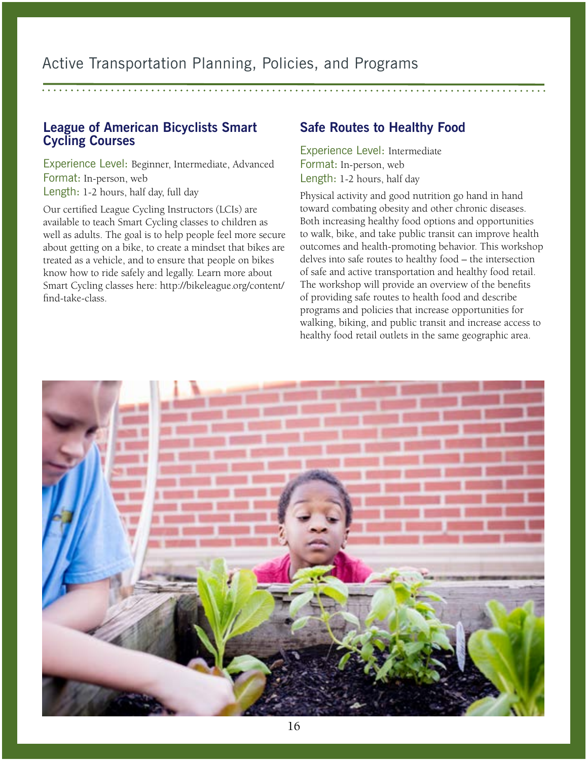## League of American Bicyclists Smart Cycling Courses

Experience Level: Beginner, Intermediate, Advanced
Format: In-person, web
Length: 1-2 hours, half day, full day

Our certified League Cycling Instructors (LCIs) are available to teach Smart Cycling classes to children as well as adults. The goal is to help people feel more secure about getting on a bike, to create a mindset that bikes are treated as a vehicle, and to ensure that people on bikes know how to ride safely and legally. Learn more about Smart Cycling classes here: http://bikeleague.org/content/find-take-class.

## Safe Routes to Healthy Food

Experience Level: Intermediate
Format: In-person, web
Length: 1-2 hours, half day

Physical activity and good nutrition go hand in hand toward combating obesity and other chronic diseases. Both increasing healthy food options and opportunities to walk, bike, and take public transit can improve health outcomes and health-promoting behavior. This workshop delves into safe routes to healthy food – the intersection of safe and active transportation and healthy food retail. The workshop will provide an overview of the benefits of providing safe routes to health food and describe programs and policies that increase opportunities for walking, biking, and public transit and increase access to healthy food retail outlets in the same geographic area.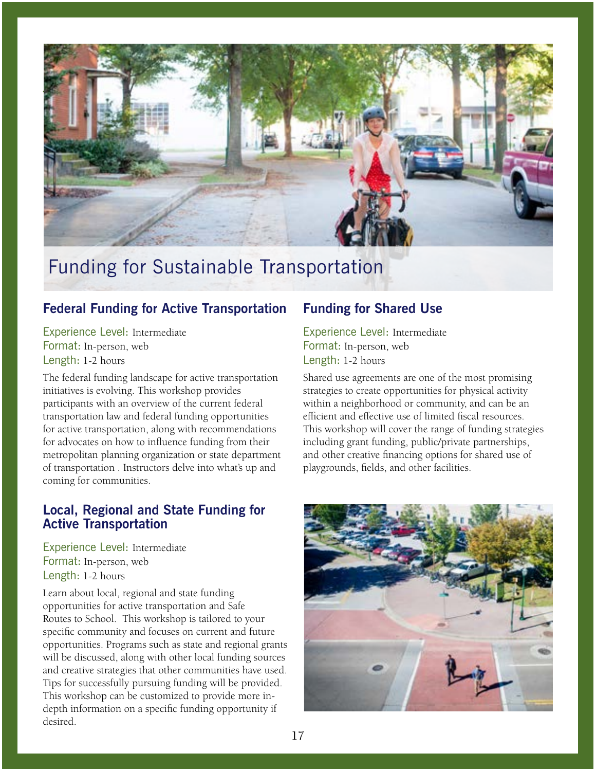# Funding for Sustainable Transportation

## Federal Funding for Active Transportation

Experience Level: Intermediate
Format: In-person, web
Length: 1-2 hours

The federal funding landscape for active transportation initiatives is evolving. This workshop provides participants with an overview of the current federal transportation law and federal funding opportunities for active transportation, along with recommendations for advocates on how to influence funding from their metropolitan planning organization or state department of transportation . Instructors delve into what's up and coming for communities.

## Local, Regional and State Funding for Active Transportation

Experience Level: Intermediate
Format: In-person, web
Length: 1-2 hours

Learn about local, regional and state funding opportunities for active transportation and Safe Routes to School. This workshop is tailored to your specific community and focuses on current and future opportunities. Programs such as state and regional grants will be discussed, along with other local funding sources and creative strategies that other communities have used. Tips for successfully pursuing funding will be provided. This workshop can be customized to provide more in-depth information on a specific funding opportunity if desired.

## Funding for Shared Use

Experience Level: Intermediate
Format: In-person, web
Length: 1-2 hours

Shared use agreements are one of the most promising strategies to create opportunities for physical activity within a neighborhood or community, and can be an efficient and effective use of limited fiscal resources. This workshop will cover the range of funding strategies including grant funding, public/private partnerships, and other creative financing options for shared use of playgrounds, fields, and other facilities.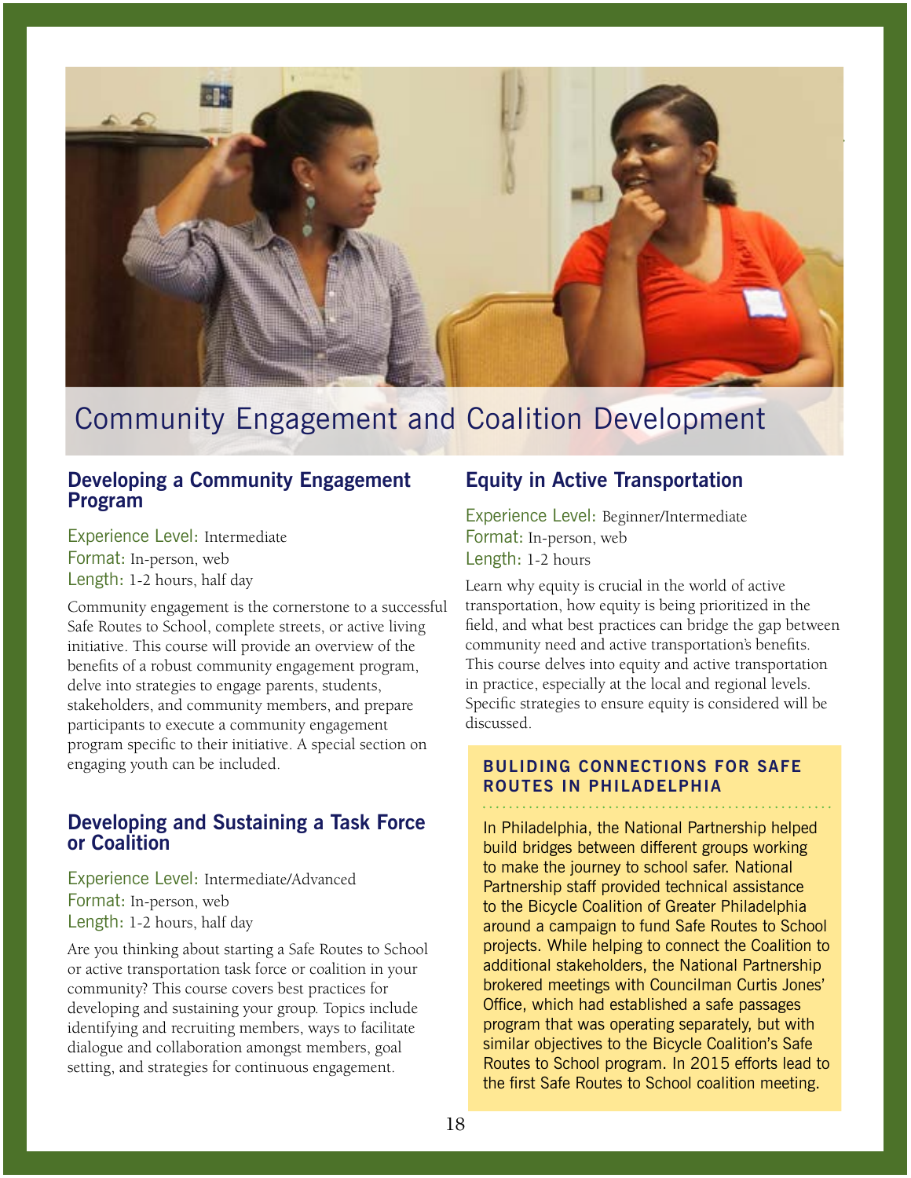# Community Engagement and Coalition Development

## Developing a Community Engagement Program

Experience Level: Intermediate
Format: In-person, web
Length: 1-2 hours, half day

Community engagement is the cornerstone to a successful Safe Routes to School, complete streets, or active living initiative. This course will provide an overview of the benefits of a robust community engagement program, delve into strategies to engage parents, students, stakeholders, and community members, and prepare participants to execute a community engagement program specific to their initiative. A special section on engaging youth can be included.

## Developing and Sustaining a Task Force or Coalition

Experience Level: Intermediate/Advanced
Format: In-person, web
Length: 1-2 hours, half day

Are you thinking about starting a Safe Routes to School or active transportation task force or coalition in your community? This course covers best practices for developing and sustaining your group. Topics include identifying and recruiting members, ways to facilitate dialogue and collaboration amongst members, goal setting, and strategies for continuous engagement.

## Equity in Active Transportation

Experience Level: Beginner/Intermediate
Format: In-person, web
Length: 1-2 hours

Learn why equity is crucial in the world of active transportation, how equity is being prioritized in the field, and what best practices can bridge the gap between community need and active transportation's benefits. This course delves into equity and active transportation in practice, especially at the local and regional levels. Specific strategies to ensure equity is considered will be discussed.

### BULIDING CONNECTIONS FOR SAFE ROUTES IN PHILADELPHIA

In Philadelphia, the National Partnership helped build bridges between different groups working to make the journey to school safer. National Partnership staff provided technical assistance to the Bicycle Coalition of Greater Philadelphia around a campaign to fund Safe Routes to School projects. While helping to connect the Coalition to additional stakeholders, the National Partnership brokered meetings with Councilman Curtis Jones' Office, which had established a safe passages program that was operating separately, but with similar objectives to the Bicycle Coalition's Safe Routes to School program. In 2015 efforts lead to the first Safe Routes to School coalition meeting.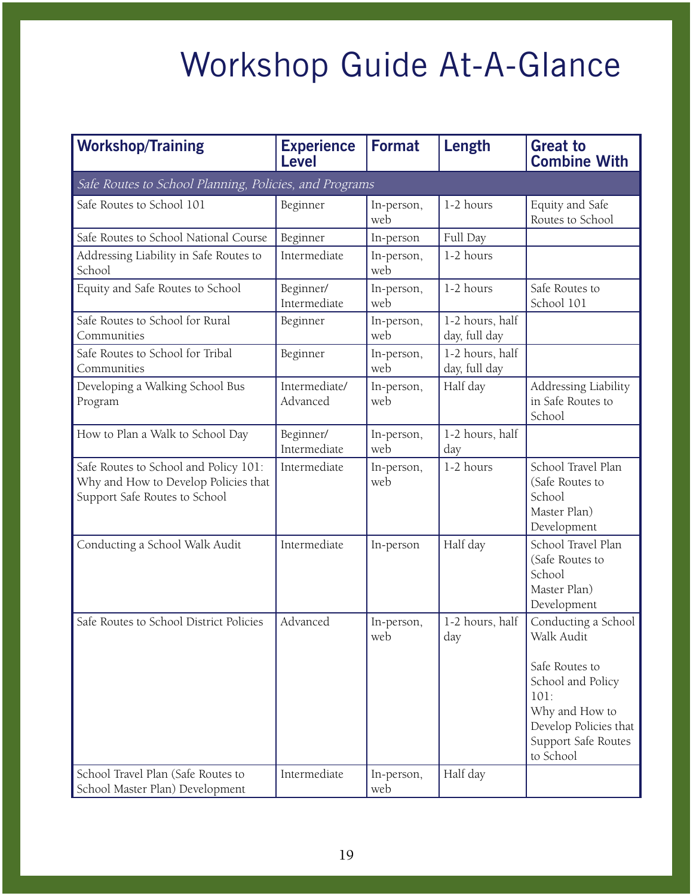# Workshop Guide At-A-Glance

| Workshop/Training | Experience Level | Format | Length | Great to Combine With |
|---|---|---|---|---|
| *Safe Routes to School Planning, Policies, and Programs* | | | | |
| Safe Routes to School 101 | Beginner | In-person, web | 1-2 hours | Equity and Safe Routes to School |
| Safe Routes to School National Course | Beginner | In-person | Full Day | |
| Addressing Liability in Safe Routes to School | Intermediate | In-person, web | 1-2 hours | |
| Equity and Safe Routes to School | Beginner/ Intermediate | In-person, web | 1-2 hours | Safe Routes to School 101 |
| Safe Routes to School for Rural Communities | Beginner | In-person, web | 1-2 hours, half day, full day | |
| Safe Routes to School for Tribal Communities | Beginner | In-person, web | 1-2 hours, half day, full day | |
| Developing a Walking School Bus Program | Intermediate/ Advanced | In-person, web | Half day | Addressing Liability in Safe Routes to School |
| How to Plan a Walk to School Day | Beginner/ Intermediate | In-person, web | 1-2 hours, half day | |
| Safe Routes to School and Policy 101: Why and How to Develop Policies that Support Safe Routes to School | Intermediate | In-person, web | 1-2 hours | School Travel Plan (Safe Routes to School Master Plan) Development |
| Conducting a School Walk Audit | Intermediate | In-person | Half day | School Travel Plan (Safe Routes to School Master Plan) Development |
| Safe Routes to School District Policies | Advanced | In-person, web | 1-2 hours, half day | Conducting a School Walk Audit<br><br>Safe Routes to School and Policy 101: Why and How to Develop Policies that Support Safe Routes to School |
| School Travel Plan (Safe Routes to School Master Plan) Development | Intermediate | In-person, web | Half day | |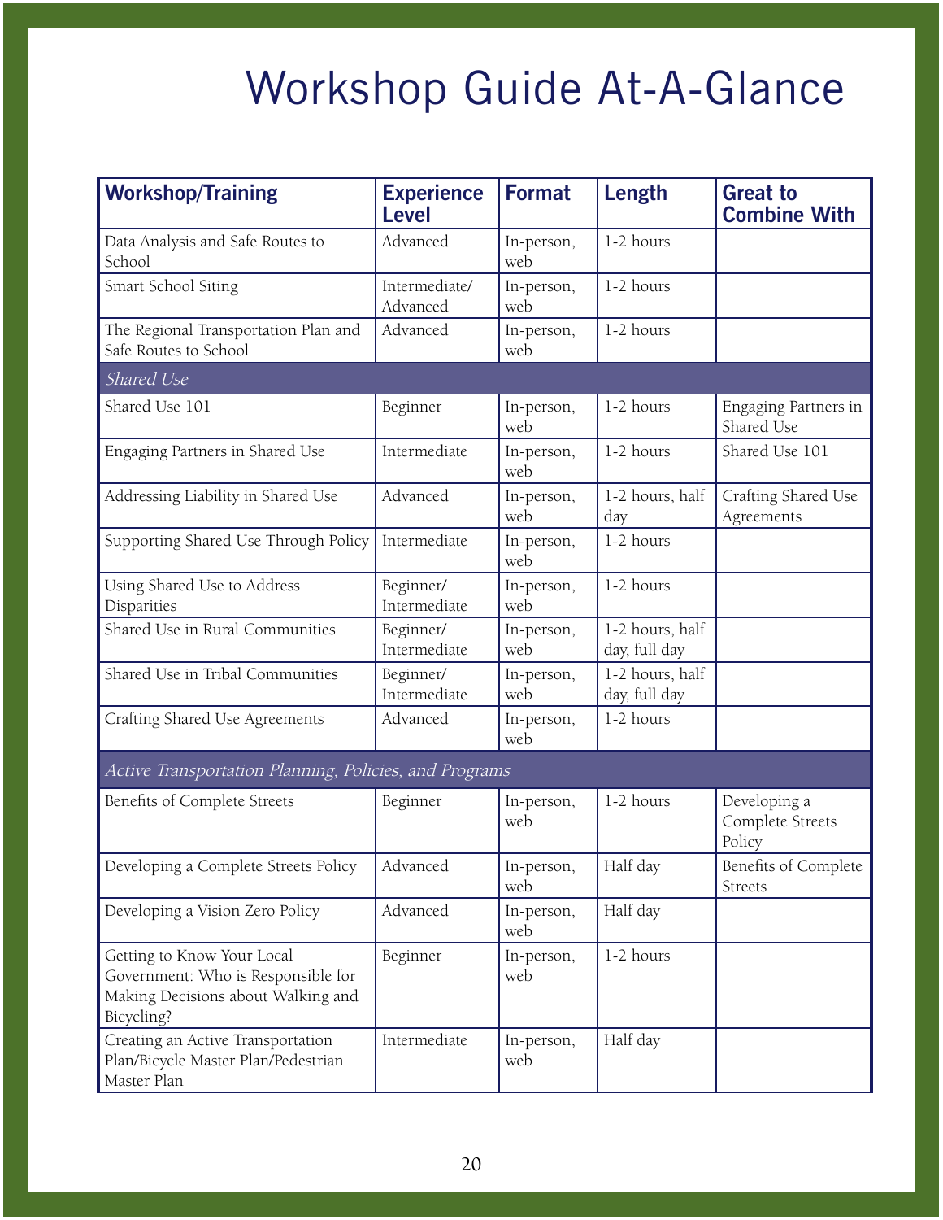# Workshop Guide At-A-Glance

| Workshop/Training | Experience Level | Format | Length | Great to Combine With |
|---|---|---|---|---|
| Data Analysis and Safe Routes to School | Advanced | In-person, web | 1-2 hours | |
| Smart School Siting | Intermediate/ Advanced | In-person, web | 1-2 hours | |
| The Regional Transportation Plan and Safe Routes to School | Advanced | In-person, web | 1-2 hours | |
| *Shared Use* | | | | |
| Shared Use 101 | Beginner | In-person, web | 1-2 hours | Engaging Partners in Shared Use |
| Engaging Partners in Shared Use | Intermediate | In-person, web | 1-2 hours | Shared Use 101 |
| Addressing Liability in Shared Use | Advanced | In-person, web | 1-2 hours, half day | Crafting Shared Use Agreements |
| Supporting Shared Use Through Policy | Intermediate | In-person, web | 1-2 hours | |
| Using Shared Use to Address Disparities | Beginner/ Intermediate | In-person, web | 1-2 hours | |
| Shared Use in Rural Communities | Beginner/ Intermediate | In-person, web | 1-2 hours, half day, full day | |
| Shared Use in Tribal Communities | Beginner/ Intermediate | In-person, web | 1-2 hours, half day, full day | |
| Crafting Shared Use Agreements | Advanced | In-person, web | 1-2 hours | |
| *Active Transportation Planning, Policies, and Programs* | | | | |
| Benefits of Complete Streets | Beginner | In-person, web | 1-2 hours | Developing a Complete Streets Policy |
| Developing a Complete Streets Policy | Advanced | In-person, web | Half day | Benefits of Complete Streets |
| Developing a Vision Zero Policy | Advanced | In-person, web | Half day | |
| Getting to Know Your Local Government: Who is Responsible for Making Decisions about Walking and Bicycling? | Beginner | In-person, web | 1-2 hours | |
| Creating an Active Transportation Plan/Bicycle Master Plan/Pedestrian Master Plan | Intermediate | In-person, web | Half day | |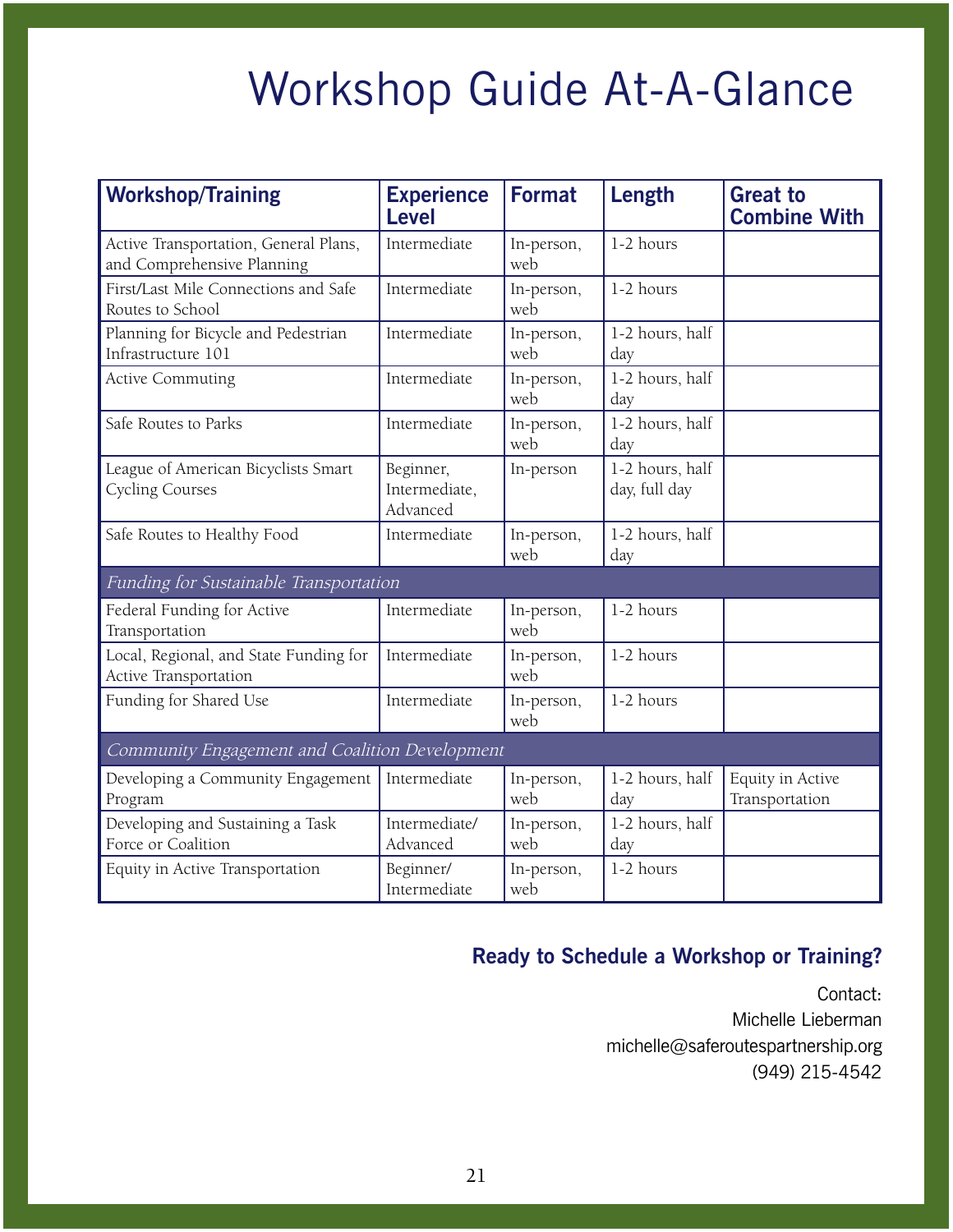# Workshop Guide At-A-Glance

| Workshop/Training | Experience Level | Format | Length | Great to Combine With |
|---|---|---|---|---|
| Active Transportation, General Plans, and Comprehensive Planning | Intermediate | In-person, web | 1-2 hours | |
| First/Last Mile Connections and Safe Routes to School | Intermediate | In-person, web | 1-2 hours | |
| Planning for Bicycle and Pedestrian Infrastructure 101 | Intermediate | In-person, web | 1-2 hours, half day | |
| Active Commuting | Intermediate | In-person, web | 1-2 hours, half day | |
| Safe Routes to Parks | Intermediate | In-person, web | 1-2 hours, half day | |
| League of American Bicyclists Smart Cycling Courses | Beginner, Intermediate, Advanced | In-person | 1-2 hours, half day, full day | |
| Safe Routes to Healthy Food | Intermediate | In-person, web | 1-2 hours, half day | |
| *Funding for Sustainable Transportation* | | | | |
| Federal Funding for Active Transportation | Intermediate | In-person, web | 1-2 hours | |
| Local, Regional, and State Funding for Active Transportation | Intermediate | In-person, web | 1-2 hours | |
| Funding for Shared Use | Intermediate | In-person, web | 1-2 hours | |
| *Community Engagement and Coalition Development* | | | | |
| Developing a Community Engagement Program | Intermediate | In-person, web | 1-2 hours, half day | Equity in Active Transportation |
| Developing and Sustaining a Task Force or Coalition | Intermediate/ Advanced | In-person, web | 1-2 hours, half day | |
| Equity in Active Transportation | Beginner/ Intermediate | In-person, web | 1-2 hours | |

**Ready to Schedule a Workshop or Training?**

Contact:
Michelle Lieberman
michelle@saferoutespartnership.org
(949) 215-4542